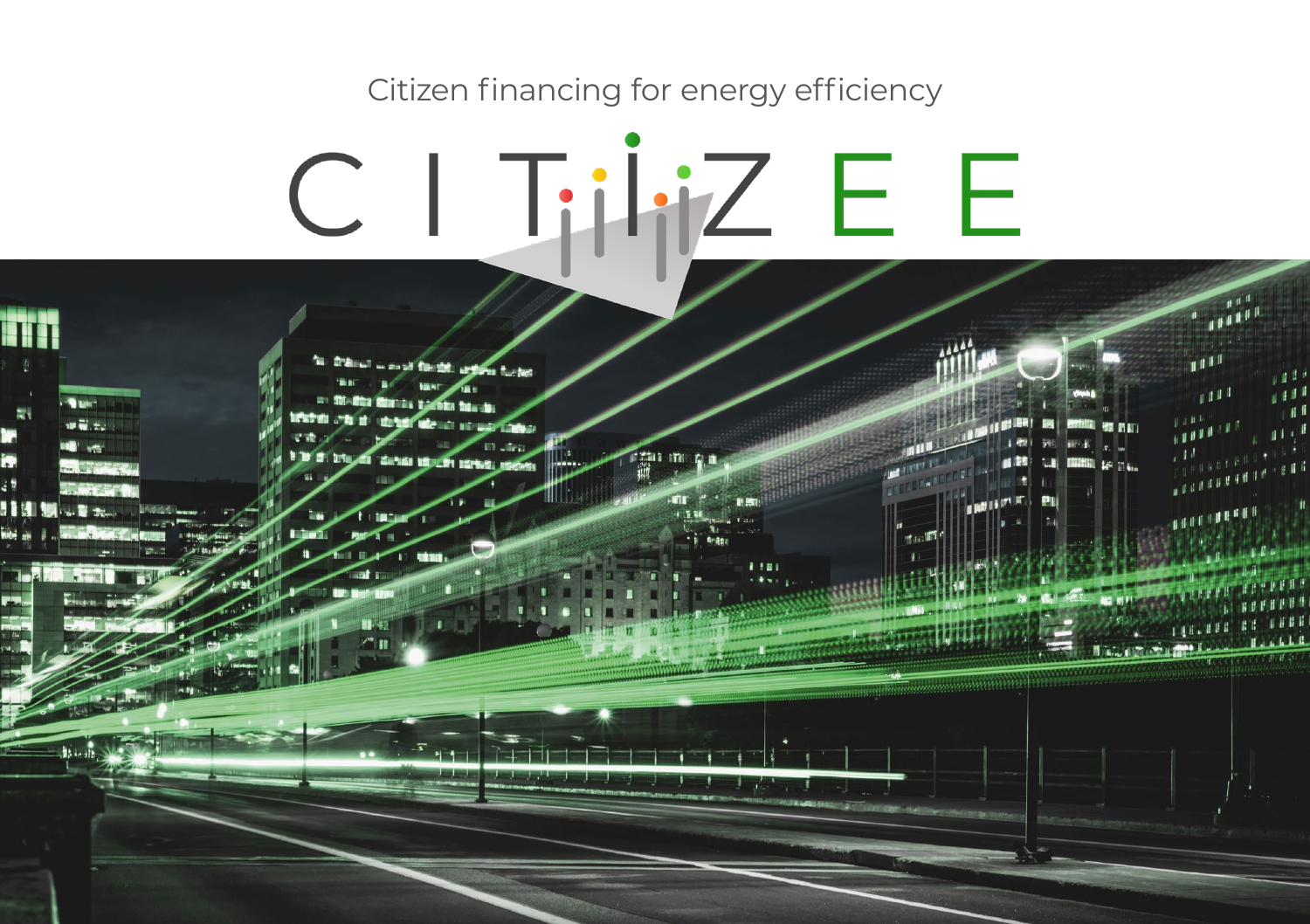Citizen financing for energy efficiency

# CITIZEE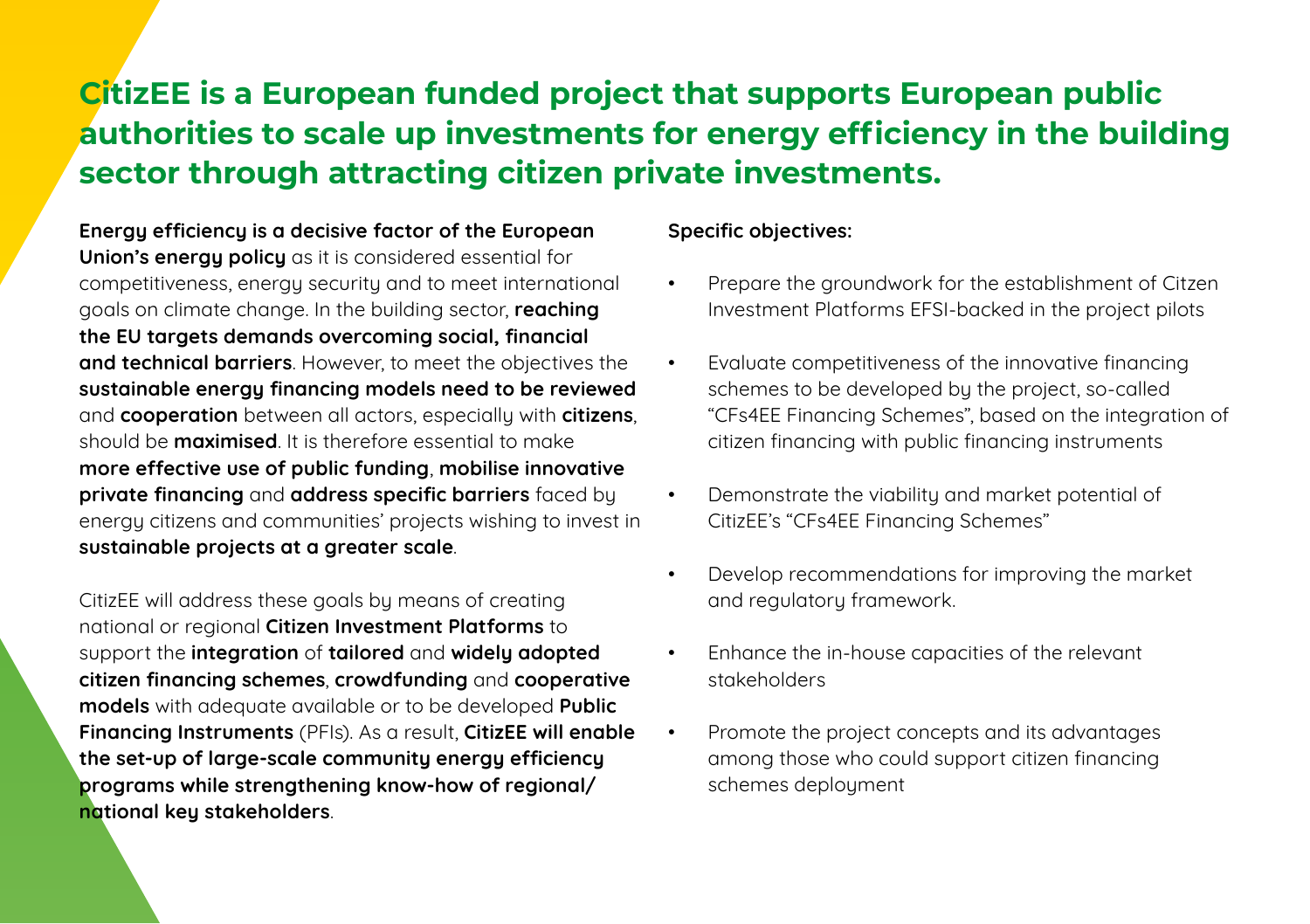# CitizEE is a European funded project that supports European public authorities to scale up investments for energy efficiency in the building sector through attracting citizen private investments.

**Energy efficiency is a decisive factor of the European Union's energy policy** as it is considered essential for competitiveness, energy security and to meet international goals on climate change. In the building sector, **reaching the EU targets demands overcoming social, financial and technical barriers**. However, to meet the objectives the **sustainable energy financing models need to be reviewed** and **cooperation** between all actors, especially with **citizens**, should be **maximised**. It is therefore essential to make **more effective use of public funding**, **mobilise innovative private financing** and **address specific barriers** faced by energy citizens and communities' projects wishing to invest in **sustainable projects at a greater scale**.

CitizEE will address these goals by means of creating national or regional **Citizen Investment Platforms** to support the **integration** of **tailored** and **widely adopted citizen financing schemes**, **crowdfunding** and **cooperative models** with adequate available or to be developed **Public Financing Instruments** (PFIs). As a result, **CitizEE will enable the set-up of large-scale community energy efficiency programs while strengthening know-how of regional/ national key stakeholders**.

**Specific objectives:**

- Prepare the groundwork for the establishment of Citzen Investment Platforms EFSI-backed in the project pilots
- Evaluate competitiveness of the innovative financing schemes to be developed by the project, so-called "CFs4EE Financing Schemes", based on the integration of citizen financing with public financing instruments
- Demonstrate the viability and market potential of CitizEE's "CFs4EE Financing Schemes"
- Develop recommendations for improving the market and regulatory framework.
- Enhance the in-house capacities of the relevant stakeholders
- Promote the project concepts and its advantages among those who could support citizen financing schemes deployment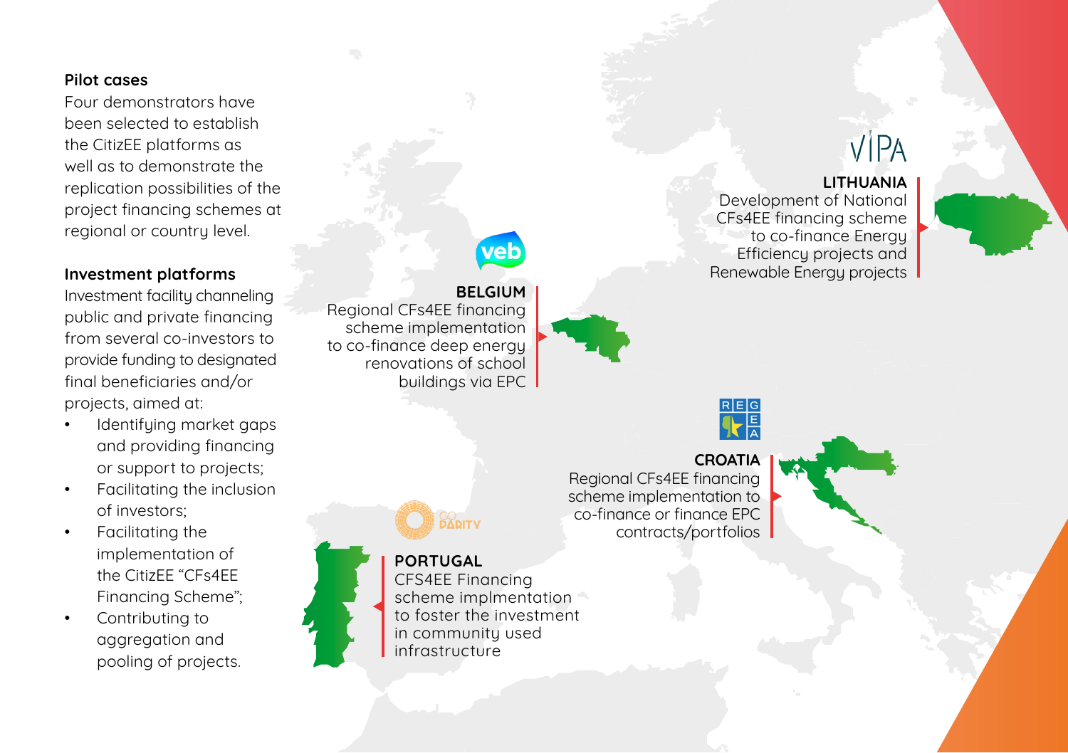**Pilot cases**

Four demonstrators have been selected to establish the CitizEE platforms as well as to demonstrate the replication possibilities of the project financing schemes at regional or country level.

**Investment platforms**

Investment facility channeling public and private financing from several co-investors to provide funding to designated final beneficiaries and/or projects, aimed at:

- Identifying market gaps and providing financing or support to projects;
- Facilitating the inclusion of investors;
- Facilitating the implementation of the CitizEE "CFs4EE Financing Scheme";
- Contributing to aggregation and pooling of projects.

**LITHUANIA**

Development of National CFs4EE financing scheme to co-finance Energy Efficiency projects and Renewable Energy projects

**BELGIUM**

Regional CFs4EE financing scheme implementation to co-finance deep energy renovations of school buildings via EPC

**CROATIA**

Regional CFs4EE financing scheme implementation to co-finance or finance EPC contracts/portfolios

**PORTUGAL**

CFS4EE Financing scheme implmentation to foster the investment in community used infrastructure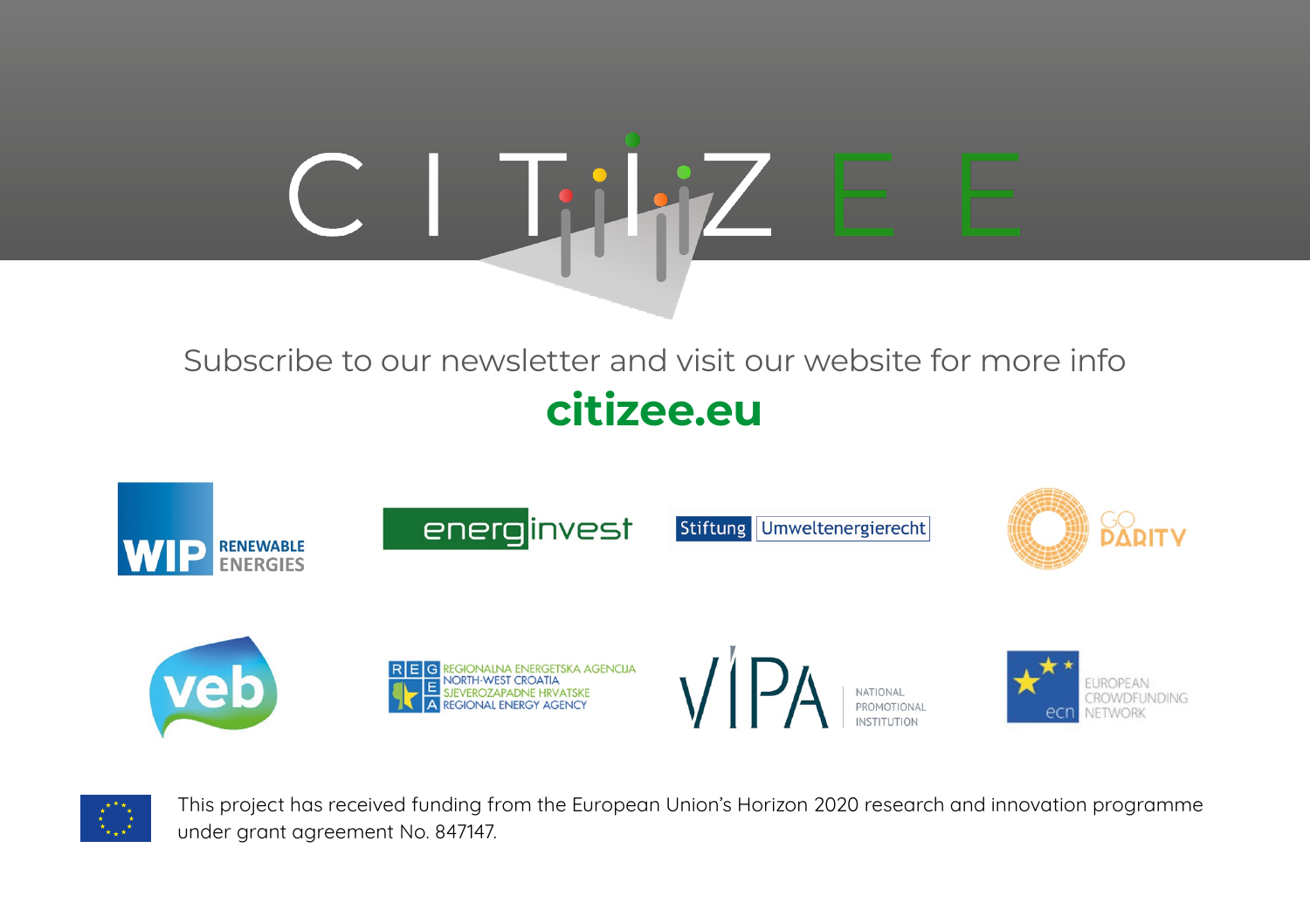# CITIZEE

Subscribe to our newsletter and visit our website for more info

**citizee.eu**

WIP RENEWABLE ENERGIES

energinvest

Stiftung Umweltenergierecht

GO PARITY

veb

REGEA REGIONALNA ENERGETSKA AGENCIJA NORTH-WEST CROATIA SJEVEROZAPADNE HRVATSKE REGIONAL ENERGY AGENCY

VIPA NATIONAL PROMOTIONAL INSTITUTION

ecn EUROPEAN CROWDFUNDING NETWORK

This project has received funding from the European Union's Horizon 2020 research and innovation programme under grant agreement No. 847147.